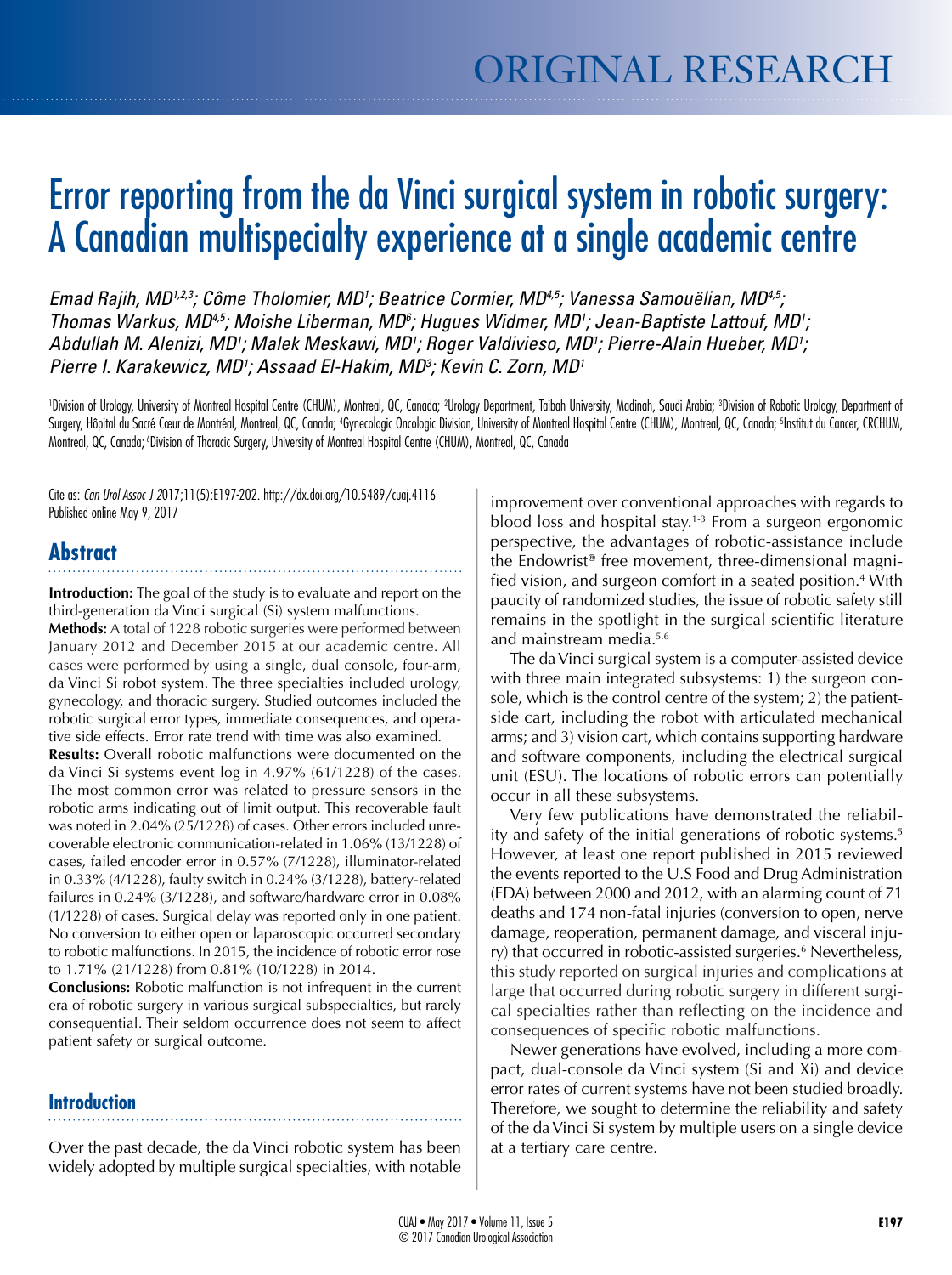ORIGINAL RESEARCH

# Error reporting from the da Vinci surgical system in robotic surgery: A Canadian multispecialty experience at a single academic centre

*Emad Rajih, MD[1,2,3]; Côme Tholomier, MD[1]; Beatrice Cormier, MD[4,5]; Vanessa Samouëlian, MD[4,5]; Thomas Warkus, MD[4,5]; Moishe Liberman, MD[6]; Hugues Widmer, MD[1]; Jean-Baptiste Lattouf, MD[1]; Abdullah M. Alenizi, MD[1]; Malek Meskawi, MD[1]; Roger Valdivieso, MD[1]; Pierre-Alain Hueber, MD[1]; Pierre I. Karakewicz, MD[1]; Assaad El-Hakim, MD[3]; Kevin C. Zorn, MD[1]*

[1]Division of Urology, University of Montreal Hospital Centre (CHUM), Montreal, QC, Canada; [2]Urology Department, Taibah University, Madinah, Saudi Arabia; [3]Division of Robotic Urology, Department of Surgery, Hôpital du Sacré Cœur de Montréal, Montreal, QC, Canada; [4]Gynecologic Oncologic Division, University of Montreal Hospital Centre (CHUM), Montreal, QC, Canada; [5]Institut du Cancer, CRCHUM, Montreal, QC, Canada; [6]Division of Thoracic Surgery, University of Montreal Hospital Centre (CHUM), Montreal, QC, Canada

Cite as: *Can Urol Assoc J* 2017;11(5):E197-202. http://dx.doi.org/10.5489/cuaj.4116
Published online May 9, 2017

## Abstract

**Introduction:** The goal of the study is to evaluate and report on the third-generation da Vinci surgical (Si) system malfunctions.

**Methods:** A total of 1228 robotic surgeries were performed between January 2012 and December 2015 at our academic centre. All cases were performed by using a single, dual console, four-arm, da Vinci Si robot system. The three specialties included urology, gynecology, and thoracic surgery. Studied outcomes included the robotic surgical error types, immediate consequences, and operative side effects. Error rate trend with time was also examined.

**Results:** Overall robotic malfunctions were documented on the da Vinci Si systems event log in 4.97% (61/1228) of the cases. The most common error was related to pressure sensors in the robotic arms indicating out of limit output. This recoverable fault was noted in 2.04% (25/1228) of cases. Other errors included unrecoverable electronic communication-related in 1.06% (13/1228) of cases, failed encoder error in 0.57% (7/1228), illuminator-related in 0.33% (4/1228), faulty switch in 0.24% (3/1228), battery-related failures in 0.24% (3/1228), and software/hardware error in 0.08% (1/1228) of cases. Surgical delay was reported only in one patient. No conversion to either open or laparoscopic occurred secondary to robotic malfunctions. In 2015, the incidence of robotic error rose to 1.71% (21/1228) from 0.81% (10/1228) in 2014.

**Conclusions:** Robotic malfunction is not infrequent in the current era of robotic surgery in various surgical subspecialties, but rarely consequential. Their seldom occurrence does not seem to affect patient safety or surgical outcome.

## Introduction

Over the past decade, the da Vinci robotic system has been widely adopted by multiple surgical specialties, with notable improvement over conventional approaches with regards to blood loss and hospital stay.[1-3] From a surgeon ergonomic perspective, the advantages of robotic-assistance include the Endowrist® free movement, three-dimensional magnified vision, and surgeon comfort in a seated position.[4] With paucity of randomized studies, the issue of robotic safety still remains in the spotlight in the surgical scientific literature and mainstream media.[5,6]

The da Vinci surgical system is a computer-assisted device with three main integrated subsystems: 1) the surgeon console, which is the control centre of the system; 2) the patient-side cart, including the robot with articulated mechanical arms; and 3) vision cart, which contains supporting hardware and software components, including the electrical surgical unit (ESU). The locations of robotic errors can potentially occur in all these subsystems.

Very few publications have demonstrated the reliability and safety of the initial generations of robotic systems.[5] However, at least one report published in 2015 reviewed the events reported to the U.S Food and Drug Administration (FDA) between 2000 and 2012, with an alarming count of 71 deaths and 174 non-fatal injuries (conversion to open, nerve damage, reoperation, permanent damage, and visceral injury) that occurred in robotic-assisted surgeries.[6] Nevertheless, this study reported on surgical injuries and complications at large that occurred during robotic surgery in different surgical specialties rather than reflecting on the incidence and consequences of specific robotic malfunctions.

Newer generations have evolved, including a more compact, dual-console da Vinci system (Si and Xi) and device error rates of current systems have not been studied broadly. Therefore, we sought to determine the reliability and safety of the da Vinci Si system by multiple users on a single device at a tertiary care centre.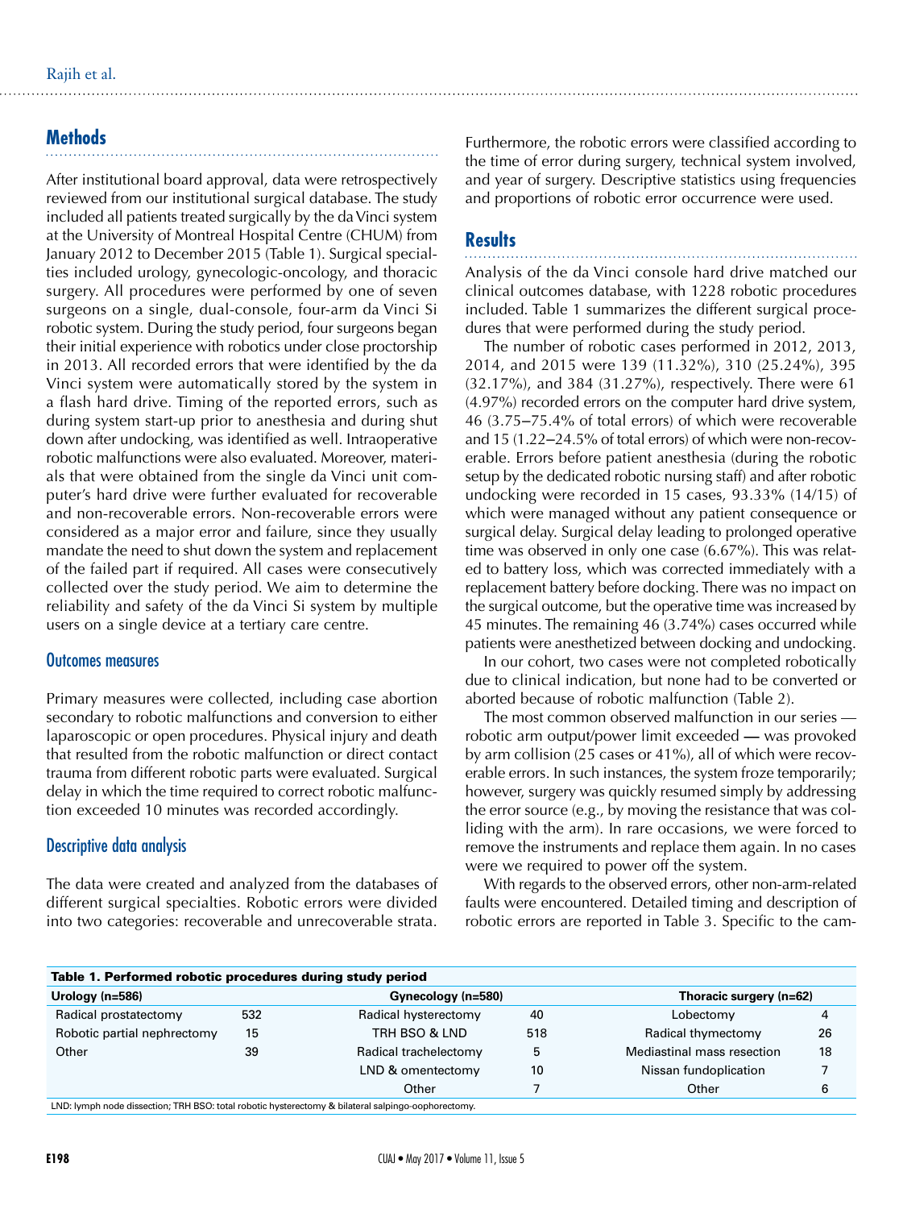## Methods

After institutional board approval, data were retrospectively reviewed from our institutional surgical database. The study included all patients treated surgically by the da Vinci system at the University of Montreal Hospital Centre (CHUM) from January 2012 to December 2015 (Table 1). Surgical specialties included urology, gynecologic-oncology, and thoracic surgery. All procedures were performed by one of seven surgeons on a single, dual-console, four-arm da Vinci Si robotic system. During the study period, four surgeons began their initial experience with robotics under close proctorship in 2013. All recorded errors that were identified by the da Vinci system were automatically stored by the system in a flash hard drive. Timing of the reported errors, such as during system start-up prior to anesthesia and during shut down after undocking, was identified as well. Intraoperative robotic malfunctions were also evaluated. Moreover, materials that were obtained from the single da Vinci unit computer's hard drive were further evaluated for recoverable and non-recoverable errors. Non-recoverable errors were considered as a major error and failure, since they usually mandate the need to shut down the system and replacement of the failed part if required. All cases were consecutively collected over the study period. We aim to determine the reliability and safety of the da Vinci Si system by multiple users on a single device at a tertiary care centre.

### Outcomes measures

Primary measures were collected, including case abortion secondary to robotic malfunctions and conversion to either laparoscopic or open procedures. Physical injury and death that resulted from the robotic malfunction or direct contact trauma from different robotic parts were evaluated. Surgical delay in which the time required to correct robotic malfunction exceeded 10 minutes was recorded accordingly.

### Descriptive data analysis

The data were created and analyzed from the databases of different surgical specialties. Robotic errors were divided into two categories: recoverable and unrecoverable strata. Furthermore, the robotic errors were classified according to the time of error during surgery, technical system involved, and year of surgery. Descriptive statistics using frequencies and proportions of robotic error occurrence were used.

## Results

Analysis of the da Vinci console hard drive matched our clinical outcomes database, with 1228 robotic procedures included. Table 1 summarizes the different surgical procedures that were performed during the study period.

The number of robotic cases performed in 2012, 2013, 2014, and 2015 were 139 (11.32%), 310 (25.24%), 395 (32.17%), and 384 (31.27%), respectively. There were 61 (4.97%) recorded errors on the computer hard drive system, 46 (3.75–75.4% of total errors) of which were recoverable and 15 (1.22–24.5% of total errors) of which were non-recoverable. Errors before patient anesthesia (during the robotic setup by the dedicated robotic nursing staff) and after robotic undocking were recorded in 15 cases, 93.33% (14/15) of which were managed without any patient consequence or surgical delay. Surgical delay leading to prolonged operative time was observed in only one case (6.67%). This was related to battery loss, which was corrected immediately with a replacement battery before docking. There was no impact on the surgical outcome, but the operative time was increased by 45 minutes. The remaining 46 (3.74%) cases occurred while patients were anesthetized between docking and undocking.

In our cohort, two cases were not completed robotically due to clinical indication, but none had to be converted or aborted because of robotic malfunction (Table 2).

The most common observed malfunction in our series — robotic arm output/power limit exceeded — was provoked by arm collision (25 cases or 41%), all of which were recoverable errors. In such instances, the system froze temporarily; however, surgery was quickly resumed simply by addressing the error source (e.g., by moving the resistance that was colliding with the arm). In rare occasions, we were forced to remove the instruments and replace them again. In no cases were we required to power off the system.

With regards to the observed errors, other non-arm-related faults were encountered. Detailed timing and description of robotic errors are reported in Table 3. Specific to the cam-

**Table 1. Performed robotic procedures during study period**

| Urology (n=586) | | Gynecology (n=580) | | Thoracic surgery (n=62) | |
|---|---|---|---|---|---|
| Radical prostatectomy | 532 | Radical hysterectomy | 40 | Lobectomy | 4 |
| Robotic partial nephrectomy | 15 | TRH BSO & LND | 518 | Radical thymectomy | 26 |
| Other | 39 | Radical trachelectomy | 5 | Mediastinal mass resection | 18 |
| | | LND & omentectomy | 10 | Nissan fundoplication | 7 |
| | | Other | 7 | Other | 6 |

LND: lymph node dissection; TRH BSO: total robotic hysterectomy & bilateral salpingo-oophorectomy.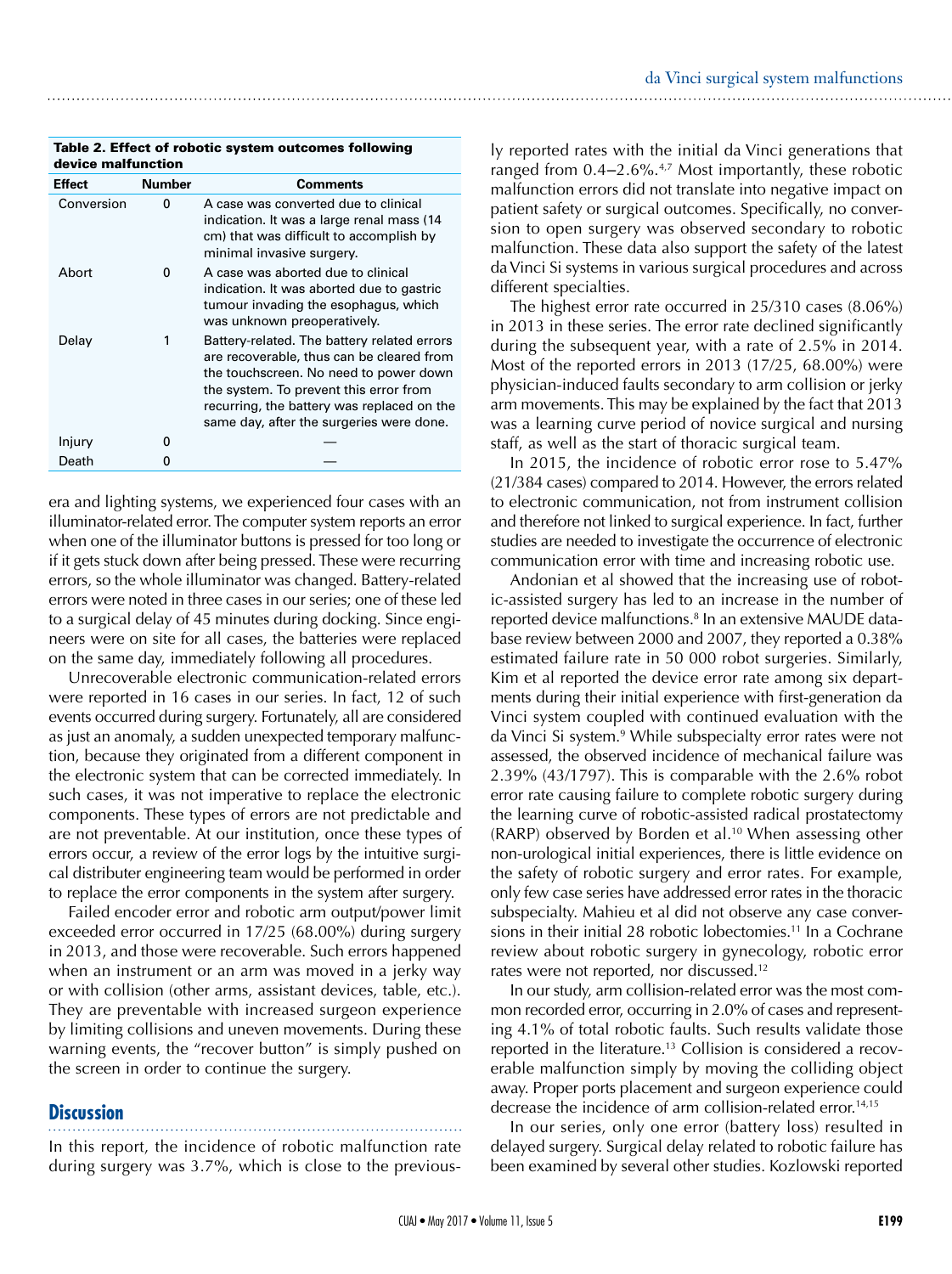**Table 2. Effect of robotic system outcomes following device malfunction**

| Effect | Number | Comments |
|---|---|---|
| Conversion | 0 | A case was converted due to clinical indication. It was a large renal mass (14 cm) that was difficult to accomplish by minimal invasive surgery. |
| Abort | 0 | A case was aborted due to clinical indication. It was aborted due to gastric tumour invading the esophagus, which was unknown preoperatively. |
| Delay | 1 | Battery-related. The battery related errors are recoverable, thus can be cleared from the touchscreen. No need to power down the system. To prevent this error from recurring, the battery was replaced on the same day, after the surgeries were done. |
| Injury | 0 | — |
| Death | 0 | — |

era and lighting systems, we experienced four cases with an illuminator-related error. The computer system reports an error when one of the illuminator buttons is pressed for too long or if it gets stuck down after being pressed. These were recurring errors, so the whole illuminator was changed. Battery-related errors were noted in three cases in our series; one of these led to a surgical delay of 45 minutes during docking. Since engineers were on site for all cases, the batteries were replaced on the same day, immediately following all procedures.

Unrecoverable electronic communication-related errors were reported in 16 cases in our series. In fact, 12 of such events occurred during surgery. Fortunately, all are considered as just an anomaly, a sudden unexpected temporary malfunction, because they originated from a different component in the electronic system that can be corrected immediately. In such cases, it was not imperative to replace the electronic components. These types of errors are not predictable and are not preventable. At our institution, once these types of errors occur, a review of the error logs by the intuitive surgical distributer engineering team would be performed in order to replace the error components in the system after surgery.

Failed encoder error and robotic arm output/power limit exceeded error occurred in 17/25 (68.00%) during surgery in 2013, and those were recoverable. Such errors happened when an instrument or an arm was moved in a jerky way or with collision (other arms, assistant devices, table, etc.). They are preventable with increased surgeon experience by limiting collisions and uneven movements. During these warning events, the "recover button" is simply pushed on the screen in order to continue the surgery.

## Discussion

In this report, the incidence of robotic malfunction rate during surgery was 3.7%, which is close to the previously reported rates with the initial da Vinci generations that ranged from 0.4–2.6%.[4,7] Most importantly, these robotic malfunction errors did not translate into negative impact on patient safety or surgical outcomes. Specifically, no conversion to open surgery was observed secondary to robotic malfunction. These data also support the safety of the latest da Vinci Si systems in various surgical procedures and across different specialties.

The highest error rate occurred in 25/310 cases (8.06%) in 2013 in these series. The error rate declined significantly during the subsequent year, with a rate of 2.5% in 2014. Most of the reported errors in 2013 (17/25, 68.00%) were physician-induced faults secondary to arm collision or jerky arm movements. This may be explained by the fact that 2013 was a learning curve period of novice surgical and nursing staff, as well as the start of thoracic surgical team.

In 2015, the incidence of robotic error rose to 5.47% (21/384 cases) compared to 2014. However, the errors related to electronic communication, not from instrument collision and therefore not linked to surgical experience. In fact, further studies are needed to investigate the occurrence of electronic communication error with time and increasing robotic use.

Andonian et al showed that the increasing use of robotic-assisted surgery has led to an increase in the number of reported device malfunctions.[8] In an extensive MAUDE database review between 2000 and 2007, they reported a 0.38% estimated failure rate in 50 000 robot surgeries. Similarly, Kim et al reported the device error rate among six departments during their initial experience with first-generation da Vinci system coupled with continued evaluation with the da Vinci Si system.[9] While subspecialty error rates were not assessed, the observed incidence of mechanical failure was 2.39% (43/1797). This is comparable with the 2.6% robot error rate causing failure to complete robotic surgery during the learning curve of robotic-assisted radical prostatectomy (RARP) observed by Borden et al.[10] When assessing other non-urological initial experiences, there is little evidence on the safety of robotic surgery and error rates. For example, only few case series have addressed error rates in the thoracic subspecialty. Mahieu et al did not observe any case conversions in their initial 28 robotic lobectomies.[11] In a Cochrane review about robotic surgery in gynecology, robotic error rates were not reported, nor discussed.[12]

In our study, arm collision-related error was the most common recorded error, occurring in 2.0% of cases and representing 4.1% of total robotic faults. Such results validate those reported in the literature.[13] Collision is considered a recoverable malfunction simply by moving the colliding object away. Proper ports placement and surgeon experience could decrease the incidence of arm collision-related error.[14,15]

In our series, only one error (battery loss) resulted in delayed surgery. Surgical delay related to robotic failure has been examined by several other studies. Kozlowski reported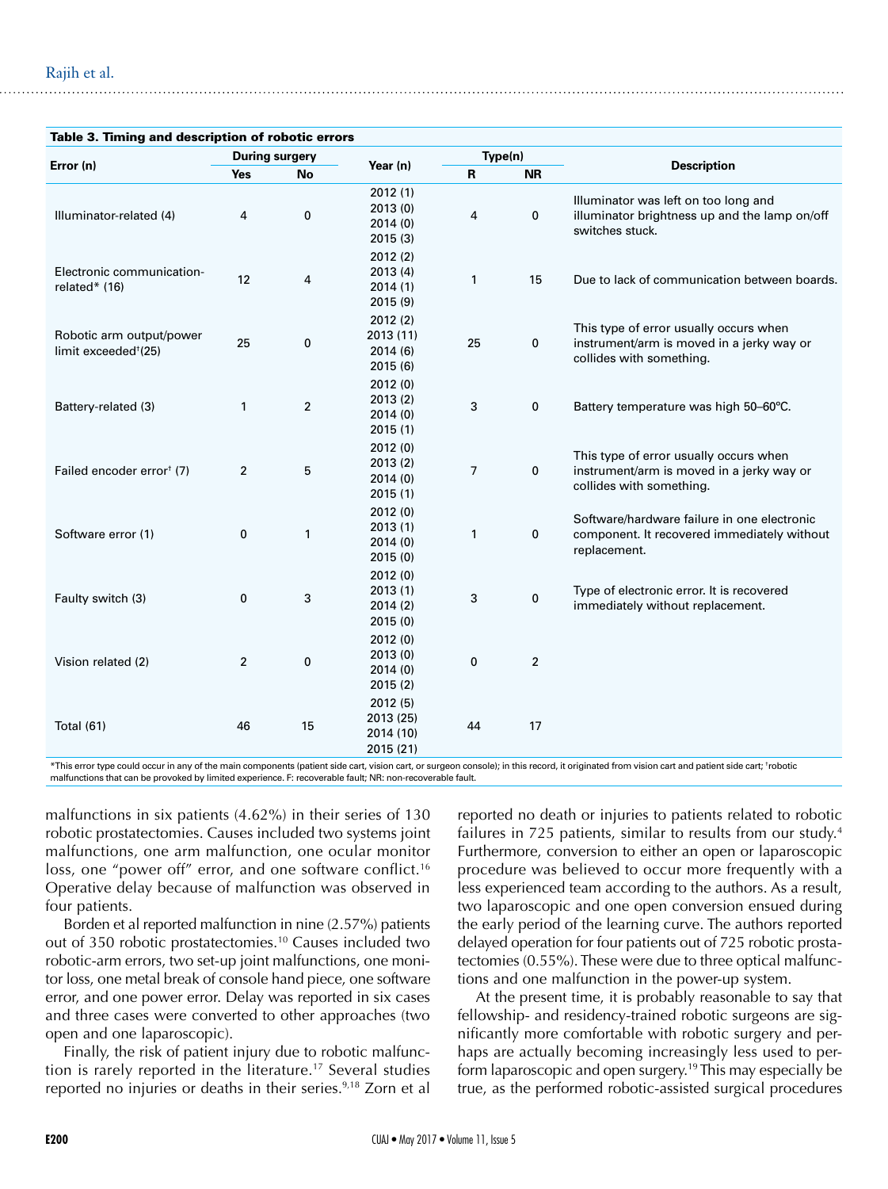**Table 3. Timing and description of robotic errors**

| Error (n) | During surgery | | Year (n) | Type(n) | | Description |
|---|---|---|---|---|---|---|
| | Yes | No | | R | NR | |
| Illuminator-related (4) | 4 | 0 | 2012 (1) 2013 (0) 2014 (0) 2015 (3) | 4 | 0 | Illuminator was left on too long and illuminator brightness up and the lamp on/off switches stuck. |
| Electronic communication-related* (16) | 12 | 4 | 2012 (2) 2013 (4) 2014 (1) 2015 (9) | 1 | 15 | Due to lack of communication between boards. |
| Robotic arm output/power limit exceeded†(25) | 25 | 0 | 2012 (2) 2013 (11) 2014 (6) 2015 (6) | 25 | 0 | This type of error usually occurs when instrument/arm is moved in a jerky way or collides with something. |
| Battery-related (3) | 1 | 2 | 2012 (0) 2013 (2) 2014 (0) 2015 (1) | 3 | 0 | Battery temperature was high 50–60ºC. |
| Failed encoder error† (7) | 2 | 5 | 2012 (0) 2013 (2) 2014 (0) 2015 (1) | 7 | 0 | This type of error usually occurs when instrument/arm is moved in a jerky way or collides with something. |
| Software error (1) | 0 | 1 | 2012 (0) 2013 (1) 2014 (0) 2015 (0) | 1 | 0 | Software/hardware failure in one electronic component. It recovered immediately without replacement. |
| Faulty switch (3) | 0 | 3 | 2012 (0) 2013 (1) 2014 (2) 2015 (0) | 3 | 0 | Type of electronic error. It is recovered immediately without replacement. |
| Vision related (2) | 2 | 0 | 2012 (0) 2013 (0) 2014 (0) 2015 (2) | 0 | 2 | |
| Total (61) | 46 | 15 | 2012 (5) 2013 (25) 2014 (10) 2015 (21) | 44 | 17 | |

*This error type could occur in any of the main components (patient side cart, vision cart, or surgeon console); in this record, it originated from vision cart and patient side cart; †robotic malfunctions that can be provoked by limited experience. F: recoverable fault; NR: non-recoverable fault.

malfunctions in six patients (4.62%) in their series of 130 robotic prostatectomies. Causes included two systems joint malfunctions, one arm malfunction, one ocular monitor loss, one "power off" error, and one software conflict.[16] Operative delay because of malfunction was observed in four patients.

Borden et al reported malfunction in nine (2.57%) patients out of 350 robotic prostatectomies.[10] Causes included two robotic-arm errors, two set-up joint malfunctions, one monitor loss, one metal break of console hand piece, one software error, and one power error. Delay was reported in six cases and three cases were converted to other approaches (two open and one laparoscopic).

Finally, the risk of patient injury due to robotic malfunction is rarely reported in the literature.[17] Several studies reported no injuries or deaths in their series.[9,18] Zorn et al reported no death or injuries to patients related to robotic failures in 725 patients, similar to results from our study.[4] Furthermore, conversion to either an open or laparoscopic procedure was believed to occur more frequently with a less experienced team according to the authors. As a result, two laparoscopic and one open conversion ensued during the early period of the learning curve. The authors reported delayed operation for four patients out of 725 robotic prostatectomies (0.55%). These were due to three optical malfunctions and one malfunction in the power-up system.

At the present time, it is probably reasonable to say that fellowship- and residency-trained robotic surgeons are significantly more comfortable with robotic surgery and perhaps are actually becoming increasingly less used to perform laparoscopic and open surgery.[19] This may especially be true, as the performed robotic-assisted surgical procedures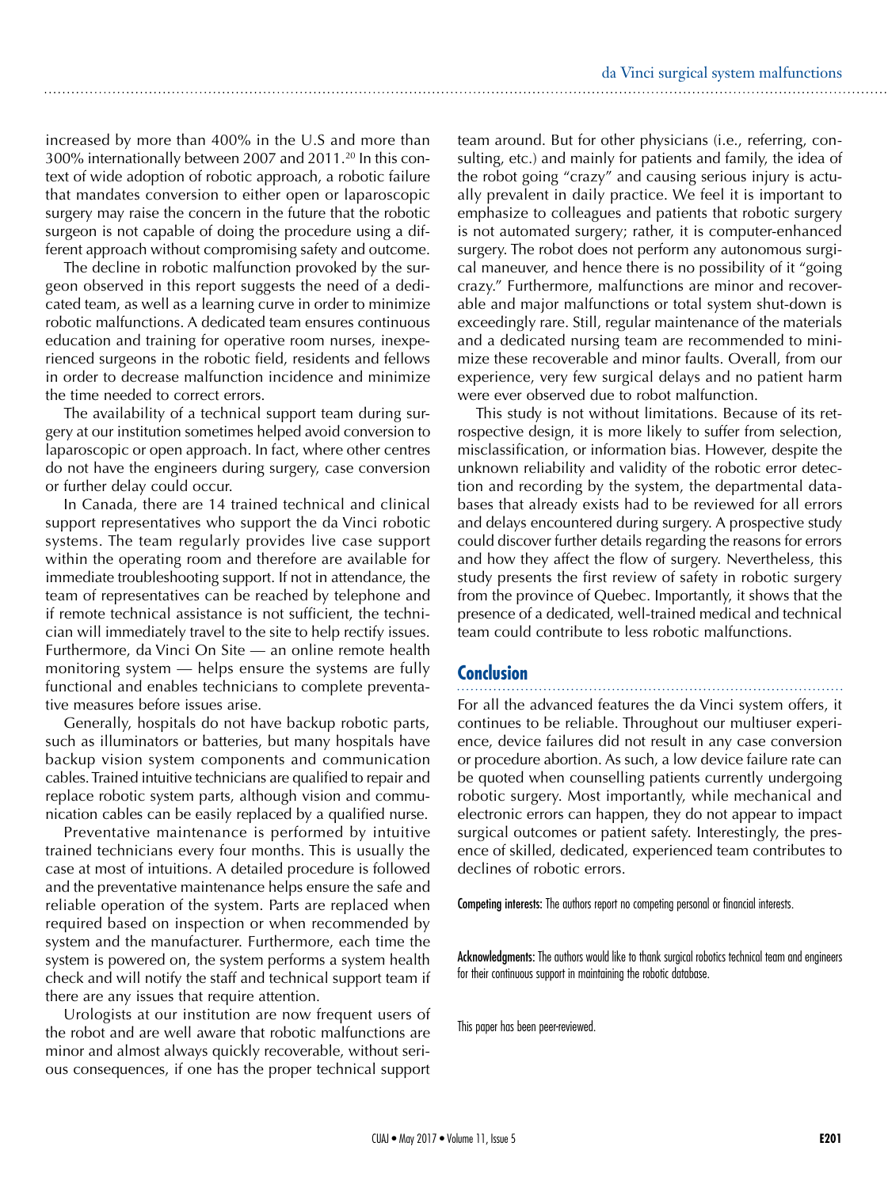increased by more than 400% in the U.S and more than 300% internationally between 2007 and 2011.[20] In this context of wide adoption of robotic approach, a robotic failure that mandates conversion to either open or laparoscopic surgery may raise the concern in the future that the robotic surgeon is not capable of doing the procedure using a different approach without compromising safety and outcome.

The decline in robotic malfunction provoked by the surgeon observed in this report suggests the need of a dedicated team, as well as a learning curve in order to minimize robotic malfunctions. A dedicated team ensures continuous education and training for operative room nurses, inexperienced surgeons in the robotic field, residents and fellows in order to decrease malfunction incidence and minimize the time needed to correct errors.

The availability of a technical support team during surgery at our institution sometimes helped avoid conversion to laparoscopic or open approach. In fact, where other centres do not have the engineers during surgery, case conversion or further delay could occur.

In Canada, there are 14 trained technical and clinical support representatives who support the da Vinci robotic systems. The team regularly provides live case support within the operating room and therefore are available for immediate troubleshooting support. If not in attendance, the team of representatives can be reached by telephone and if remote technical assistance is not sufficient, the technician will immediately travel to the site to help rectify issues. Furthermore, da Vinci On Site — an online remote health monitoring system — helps ensure the systems are fully functional and enables technicians to complete preventative measures before issues arise.

Generally, hospitals do not have backup robotic parts, such as illuminators or batteries, but many hospitals have backup vision system components and communication cables. Trained intuitive technicians are qualified to repair and replace robotic system parts, although vision and communication cables can be easily replaced by a qualified nurse.

Preventative maintenance is performed by intuitive trained technicians every four months. This is usually the case at most of intuitions. A detailed procedure is followed and the preventative maintenance helps ensure the safe and reliable operation of the system. Parts are replaced when required based on inspection or when recommended by system and the manufacturer. Furthermore, each time the system is powered on, the system performs a system health check and will notify the staff and technical support team if there are any issues that require attention.

Urologists at our institution are now frequent users of the robot and are well aware that robotic malfunctions are minor and almost always quickly recoverable, without serious consequences, if one has the proper technical support team around. But for other physicians (i.e., referring, consulting, etc.) and mainly for patients and family, the idea of the robot going "crazy" and causing serious injury is actually prevalent in daily practice. We feel it is important to emphasize to colleagues and patients that robotic surgery is not automated surgery; rather, it is computer-enhanced surgery. The robot does not perform any autonomous surgical maneuver, and hence there is no possibility of it "going crazy." Furthermore, malfunctions are minor and recoverable and major malfunctions or total system shut-down is exceedingly rare. Still, regular maintenance of the materials and a dedicated nursing team are recommended to minimize these recoverable and minor faults. Overall, from our experience, very few surgical delays and no patient harm were ever observed due to robot malfunction.

This study is not without limitations. Because of its retrospective design, it is more likely to suffer from selection, misclassification, or information bias. However, despite the unknown reliability and validity of the robotic error detection and recording by the system, the departmental databases that already exists had to be reviewed for all errors and delays encountered during surgery. A prospective study could discover further details regarding the reasons for errors and how they affect the flow of surgery. Nevertheless, this study presents the first review of safety in robotic surgery from the province of Quebec. Importantly, it shows that the presence of a dedicated, well-trained medical and technical team could contribute to less robotic malfunctions.

## Conclusion

For all the advanced features the da Vinci system offers, it continues to be reliable. Throughout our multiuser experience, device failures did not result in any case conversion or procedure abortion. As such, a low device failure rate can be quoted when counselling patients currently undergoing robotic surgery. Most importantly, while mechanical and electronic errors can happen, they do not appear to impact surgical outcomes or patient safety. Interestingly, the presence of skilled, dedicated, experienced team contributes to declines of robotic errors.

**Competing interests:** The authors report no competing personal or financial interests.

**Acknowledgments:** The authors would like to thank surgical robotics technical team and engineers for their continuous support in maintaining the robotic database.

This paper has been peer-reviewed.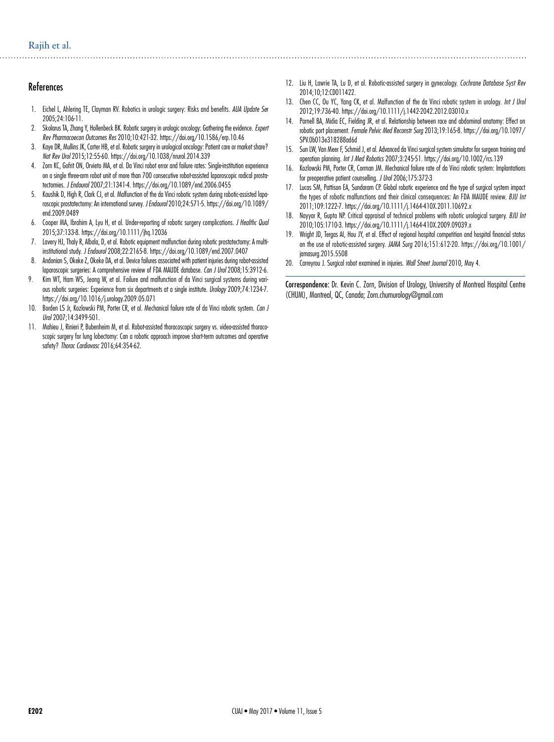## References

1. Eichel L, Ahlering TE, Clayman RV. Robotics in urologic surgery: Risks and benefits. *AUA Update Ser* 2005;24:106-11.
2. Skolarus TA, Zhang Y, Hollenbeck BK. Robotic surgery in urologic oncology: Gathering the evidence. *Expert Rev Pharmacoecon Outcomes Res* 2010;10:421-32. https://doi.org/10.1586/erp.10.46
3. Kaye DR, Mullins JK, Carter HB, et al. Robotic surgery in urological oncology: Patient care or market share? *Nat Rev Urol* 2015;12:55-60. https://doi.org/10.1038/nrurol.2014.339
4. Zorn KC, Gofrit ON, Orvieto MA, et al. Da Vinci robot error and failure rates: Single-institution experience on a single three-arm robot unit of more than 700 consecutive robot-assisted laparoscopic radical prostatectomies. *J Endourol* 2007;21:1341-4. https://doi.org/10.1089/end.2006.0455
5. Kaushik D, High R, Clark CJ, et al. Malfunction of the da Vinci robotic system during robotic-assisted laparoscopic prostatectomy: An international survey. *J Endourol* 2010;24:571-5. https://doi.org/10.1089/end.2009.0489
6. Cooper MA, Ibrahim A, Lyu H, et al. Under-reporting of robotic surgery complications. *J Healthc Qual* 2015;37:133-8. https://doi.org/10.1111/jhq.12036
7. Lavery HJ, Thaly R, Albala, D, et al. Robotic equipment malfunction during robotic prostatectomy: A multi-institutional study. *J Endourol* 2008;22:2165-8. https://doi.org/10.1089/end.2007.0407
8. Andonian S, Okeke Z, Okeke DA, et al. Device failures associated with patient injuries during robot-assisted laparoscopic surgeries: A comprehensive review of FDA MAUDE database. *Can J Urol* 2008;15:3912-6.
9. Kim WT, Ham WS, Jeong W, et al. Failure and malfunction of da Vinci surgical systems during various robotic surgeries: Experience from six departments at a single institute. *Urology* 2009;74:1234-7. https://doi.org/10.1016/j.urology.2009.05.071
10. Borden LS Jr, Kozlowski PM, Porter CR, et al. Mechanical failure rate of da Vinci robotic system. *Can J Urol* 2007;14:3499-501.
11. Mahieu J, Rinieri P, Bubenheim M, et al. Robot-assisted thoracoscopic surgery vs. video-assisted thoracoscopic surgery for lung lobectomy: Can a robotic approach improve short-term outcomes and operative safety? *Thorac Cardiovasc* 2016;64:354-62.
12. Liu H, Lawrie TA, Lu D, et al. Robotic-assisted surgery in gynecology. *Cochrane Database Syst Rev* 2014;10;12:CD011422.
13. Chen CC, Ou YC, Yang CK, et al. Malfunction of the da Vinci robotic system in urology. *Int J Urol* 2012;19:736-40. https://doi.org/10.1111/j.1442-2042.2012.03010.x
14. Parnell BA, Midia EC, Fielding JR, et al. Relationship between race and abdominal anatomy: Effect on robotic port placement. *Female Pelvic Med Reconstr Surg* 2013;19:165-8. https://doi.org/10.1097/SPV.0b013e318288ad6d
15. Sun LW, Van Meer F, Schmid J, et al. Advanced da Vinci surgical system simulator for surgeon training and operation planning. *Int J Med Robotics* 2007;3:245-51. https://doi.org/10.1002/rcs.139
16. Kozlowski PM, Porter CR, Corman JM. Mechanical failure rate of da Vinci robotic system: Implantations for preoperative patient counselling. *J Urol* 2006;175:372-3
17. Lucas SM, Pattison EA, Sundaram CP. Global robotic experience and the type of surgical system impact the types of robotic malfunctions and their clinical consequences: An FDA MAUDE review. *BJU Int* 2011;109:1222-7. https://doi.org/10.1111/j.1464-410X.2011.10692.x
18. Nayyar R, Gupta NP. Critical appraisal of technical problems with robotic urological surgery. *BJU Int* 2010;105:1710-3. https://doi.org/10.1111/j.1464-410X.2009.09039.x
19. Wright JD, Tergas AI, Hou JY, et al. Effect of regional hospital competition and hospital financial status on the use of robotic-assisted surgery. *JAMA Surg* 2016;151:612-20. https://doi.org/10.1001/jamasurg.2015.5508
20. Carreyrou J. Surgical robot examined in injuries. *Wall Street Journal* 2010, May 4.

**Correspondence:** Dr. Kevin C. Zorn, Division of Urology, University of Montreal Hospital Centre (CHUM), Montreal, QC, Canada; Zorn.chumurology@gmail.com